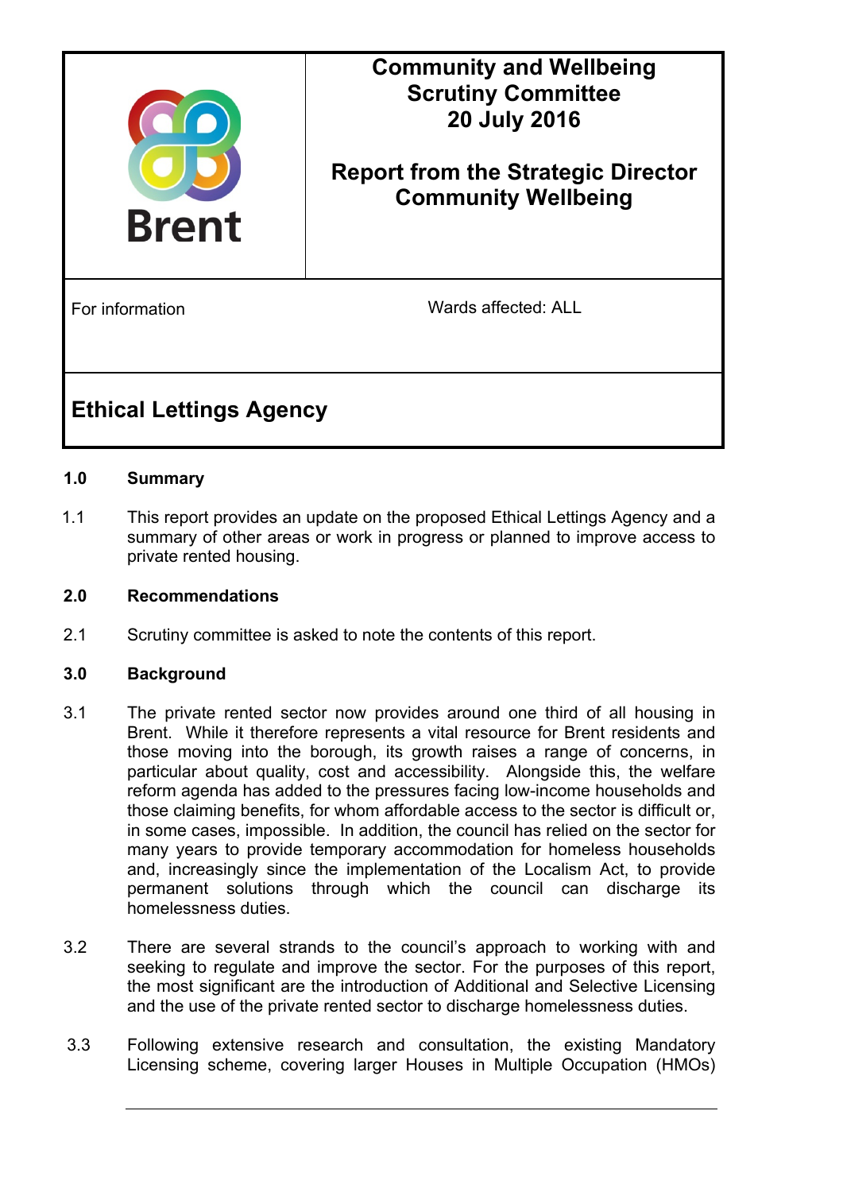| Brent | **Community and Wellbeing Scrutiny Committee 20 July 2016** **Report from the Strategic Director Community Wellbeing** |
|---|---|
| For information | Wards affected: ALL |

# Ethical Lettings Agency

## 1.0 Summary

1.1 This report provides an update on the proposed Ethical Lettings Agency and a summary of other areas or work in progress or planned to improve access to private rented housing.

## 2.0 Recommendations

2.1 Scrutiny committee is asked to note the contents of this report.

## 3.0 Background

3.1 The private rented sector now provides around one third of all housing in Brent. While it therefore represents a vital resource for Brent residents and those moving into the borough, its growth raises a range of concerns, in particular about quality, cost and accessibility. Alongside this, the welfare reform agenda has added to the pressures facing low-income households and those claiming benefits, for whom affordable access to the sector is difficult or, in some cases, impossible. In addition, the council has relied on the sector for many years to provide temporary accommodation for homeless households and, increasingly since the implementation of the Localism Act, to provide permanent solutions through which the council can discharge its homelessness duties.

3.2 There are several strands to the council's approach to working with and seeking to regulate and improve the sector. For the purposes of this report, the most significant are the introduction of Additional and Selective Licensing and the use of the private rented sector to discharge homelessness duties.

3.3 Following extensive research and consultation, the existing Mandatory Licensing scheme, covering larger Houses in Multiple Occupation (HMOs)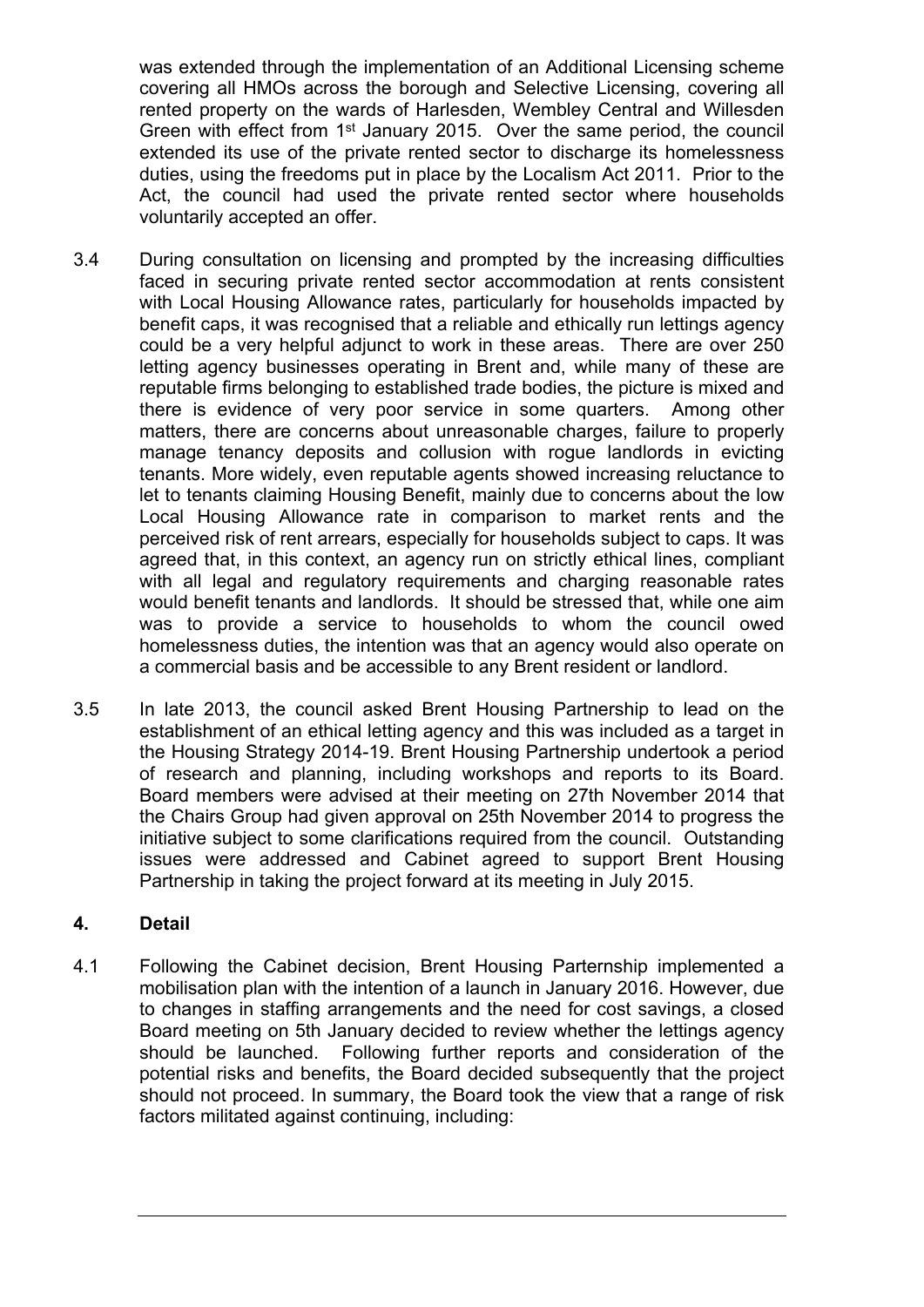was extended through the implementation of an Additional Licensing scheme covering all HMOs across the borough and Selective Licensing, covering all rented property on the wards of Harlesden, Wembley Central and Willesden Green with effect from 1st January 2015. Over the same period, the council extended its use of the private rented sector to discharge its homelessness duties, using the freedoms put in place by the Localism Act 2011. Prior to the Act, the council had used the private rented sector where households voluntarily accepted an offer.

3.4 During consultation on licensing and prompted by the increasing difficulties faced in securing private rented sector accommodation at rents consistent with Local Housing Allowance rates, particularly for households impacted by benefit caps, it was recognised that a reliable and ethically run lettings agency could be a very helpful adjunct to work in these areas. There are over 250 letting agency businesses operating in Brent and, while many of these are reputable firms belonging to established trade bodies, the picture is mixed and there is evidence of very poor service in some quarters. Among other matters, there are concerns about unreasonable charges, failure to properly manage tenancy deposits and collusion with rogue landlords in evicting tenants. More widely, even reputable agents showed increasing reluctance to let to tenants claiming Housing Benefit, mainly due to concerns about the low Local Housing Allowance rate in comparison to market rents and the perceived risk of rent arrears, especially for households subject to caps. It was agreed that, in this context, an agency run on strictly ethical lines, compliant with all legal and regulatory requirements and charging reasonable rates would benefit tenants and landlords. It should be stressed that, while one aim was to provide a service to households to whom the council owed homelessness duties, the intention was that an agency would also operate on a commercial basis and be accessible to any Brent resident or landlord.

3.5 In late 2013, the council asked Brent Housing Partnership to lead on the establishment of an ethical letting agency and this was included as a target in the Housing Strategy 2014-19. Brent Housing Partnership undertook a period of research and planning, including workshops and reports to its Board. Board members were advised at their meeting on 27th November 2014 that the Chairs Group had given approval on 25th November 2014 to progress the initiative subject to some clarifications required from the council. Outstanding issues were addressed and Cabinet agreed to support Brent Housing Partnership in taking the project forward at its meeting in July 2015.

## 4. Detail

4.1 Following the Cabinet decision, Brent Housing Parternship implemented a mobilisation plan with the intention of a launch in January 2016. However, due to changes in staffing arrangements and the need for cost savings, a closed Board meeting on 5th January decided to review whether the lettings agency should be launched. Following further reports and consideration of the potential risks and benefits, the Board decided subsequently that the project should not proceed. In summary, the Board took the view that a range of risk factors militated against continuing, including: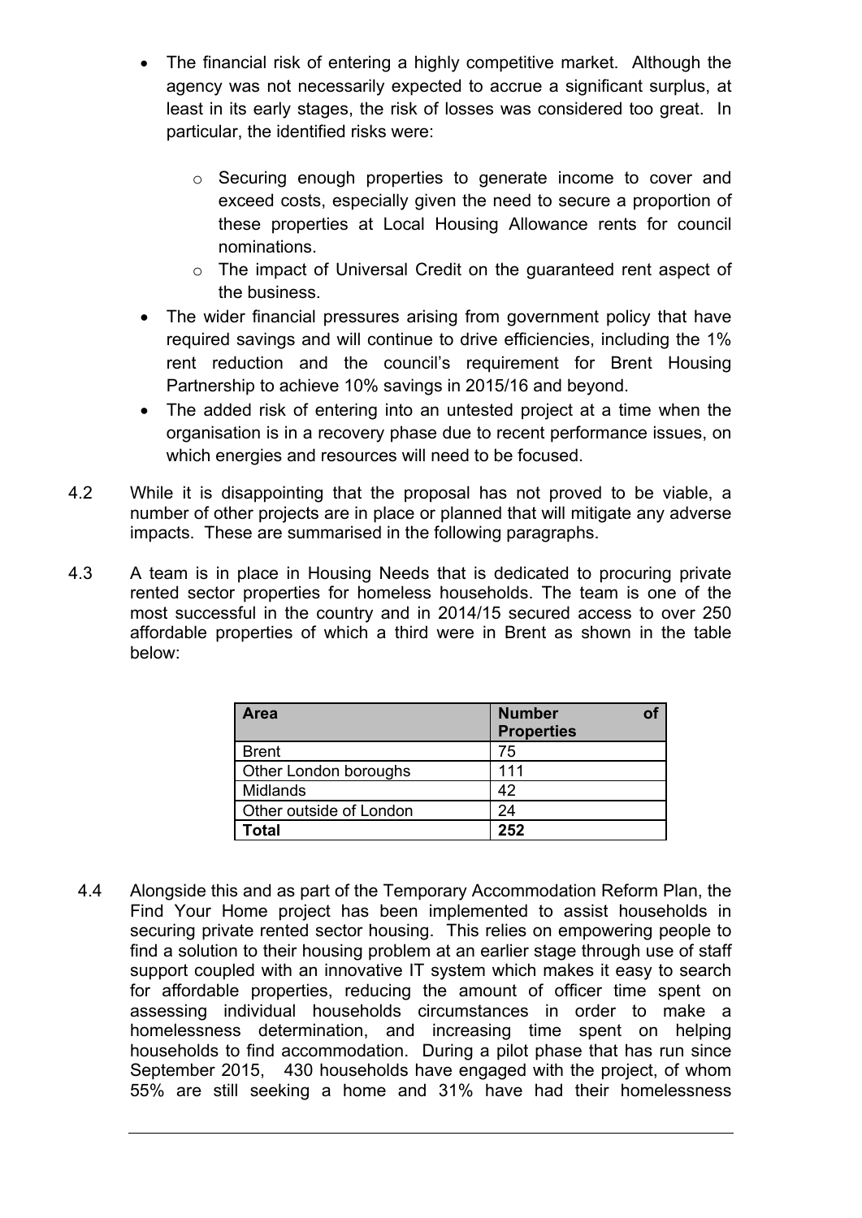- The financial risk of entering a highly competitive market. Although the agency was not necessarily expected to accrue a significant surplus, at least in its early stages, the risk of losses was considered too great. In particular, the identified risks were:
  - Securing enough properties to generate income to cover and exceed costs, especially given the need to secure a proportion of these properties at Local Housing Allowance rents for council nominations.
  - The impact of Universal Credit on the guaranteed rent aspect of the business.
- The wider financial pressures arising from government policy that have required savings and will continue to drive efficiencies, including the 1% rent reduction and the council's requirement for Brent Housing Partnership to achieve 10% savings in 2015/16 and beyond.
- The added risk of entering into an untested project at a time when the organisation is in a recovery phase due to recent performance issues, on which energies and resources will need to be focused.

4.2 While it is disappointing that the proposal has not proved to be viable, a number of other projects are in place or planned that will mitigate any adverse impacts. These are summarised in the following paragraphs.

4.3 A team is in place in Housing Needs that is dedicated to procuring private rented sector properties for homeless households. The team is one of the most successful in the country and in 2014/15 secured access to over 250 affordable properties of which a third were in Brent as shown in the table below:

| Area | Number of Properties |
|---|---|
| Brent | 75 |
| Other London boroughs | 111 |
| Midlands | 42 |
| Other outside of London | 24 |
| **Total** | **252** |

4.4 Alongside this and as part of the Temporary Accommodation Reform Plan, the Find Your Home project has been implemented to assist households in securing private rented sector housing. This relies on empowering people to find a solution to their housing problem at an earlier stage through use of staff support coupled with an innovative IT system which makes it easy to search for affordable properties, reducing the amount of officer time spent on assessing individual households circumstances in order to make a homelessness determination, and increasing time spent on helping households to find accommodation. During a pilot phase that has run since September 2015, 430 households have engaged with the project, of whom 55% are still seeking a home and 31% have had their homelessness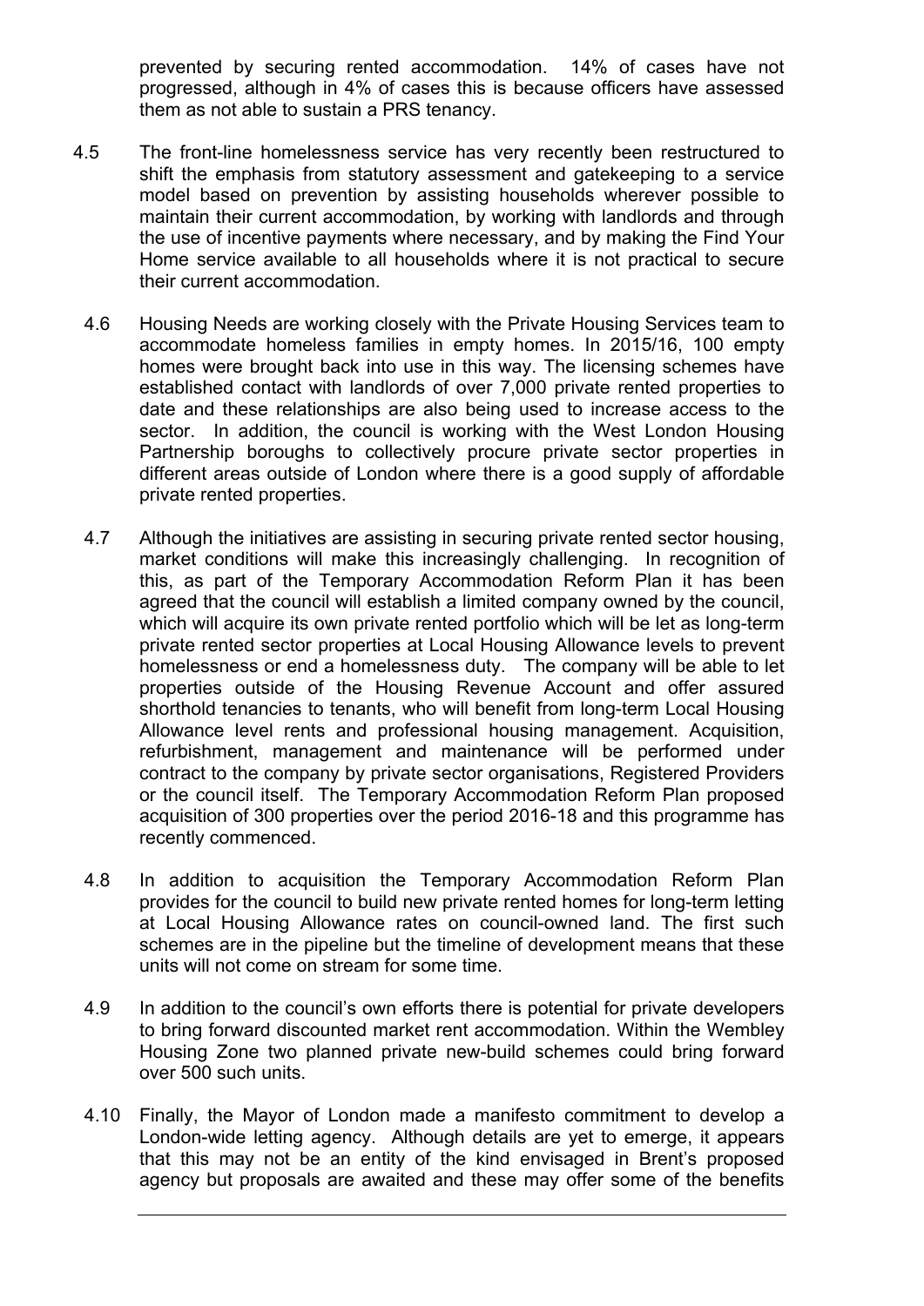prevented by securing rented accommodation. 14% of cases have not progressed, although in 4% of cases this is because officers have assessed them as not able to sustain a PRS tenancy.

4.5 The front-line homelessness service has very recently been restructured to shift the emphasis from statutory assessment and gatekeeping to a service model based on prevention by assisting households wherever possible to maintain their current accommodation, by working with landlords and through the use of incentive payments where necessary, and by making the Find Your Home service available to all households where it is not practical to secure their current accommodation.

4.6 Housing Needs are working closely with the Private Housing Services team to accommodate homeless families in empty homes. In 2015/16, 100 empty homes were brought back into use in this way. The licensing schemes have established contact with landlords of over 7,000 private rented properties to date and these relationships are also being used to increase access to the sector. In addition, the council is working with the West London Housing Partnership boroughs to collectively procure private sector properties in different areas outside of London where there is a good supply of affordable private rented properties.

4.7 Although the initiatives are assisting in securing private rented sector housing, market conditions will make this increasingly challenging. In recognition of this, as part of the Temporary Accommodation Reform Plan it has been agreed that the council will establish a limited company owned by the council, which will acquire its own private rented portfolio which will be let as long-term private rented sector properties at Local Housing Allowance levels to prevent homelessness or end a homelessness duty. The company will be able to let properties outside of the Housing Revenue Account and offer assured shorthold tenancies to tenants, who will benefit from long-term Local Housing Allowance level rents and professional housing management. Acquisition, refurbishment, management and maintenance will be performed under contract to the company by private sector organisations, Registered Providers or the council itself. The Temporary Accommodation Reform Plan proposed acquisition of 300 properties over the period 2016-18 and this programme has recently commenced.

4.8 In addition to acquisition the Temporary Accommodation Reform Plan provides for the council to build new private rented homes for long-term letting at Local Housing Allowance rates on council-owned land. The first such schemes are in the pipeline but the timeline of development means that these units will not come on stream for some time.

4.9 In addition to the council's own efforts there is potential for private developers to bring forward discounted market rent accommodation. Within the Wembley Housing Zone two planned private new-build schemes could bring forward over 500 such units.

4.10 Finally, the Mayor of London made a manifesto commitment to develop a London-wide letting agency. Although details are yet to emerge, it appears that this may not be an entity of the kind envisaged in Brent's proposed agency but proposals are awaited and these may offer some of the benefits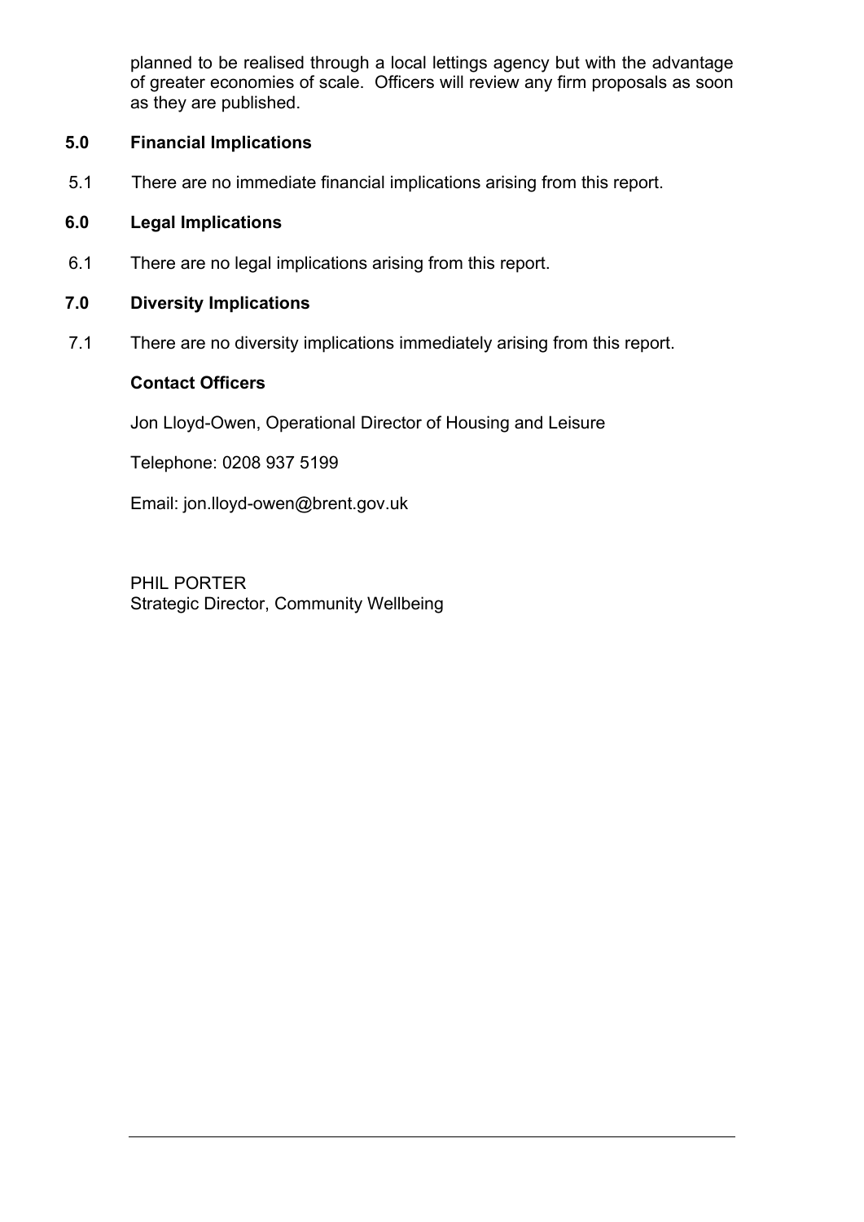planned to be realised through a local lettings agency but with the advantage of greater economies of scale. Officers will review any firm proposals as soon as they are published.

## 5.0 Financial Implications

5.1 There are no immediate financial implications arising from this report.

## 6.0 Legal Implications

6.1 There are no legal implications arising from this report.

## 7.0 Diversity Implications

7.1 There are no diversity implications immediately arising from this report.

**Contact Officers**

Jon Lloyd-Owen, Operational Director of Housing and Leisure

Telephone: 0208 937 5199

Email: jon.lloyd-owen@brent.gov.uk

PHIL PORTER
Strategic Director, Community Wellbeing